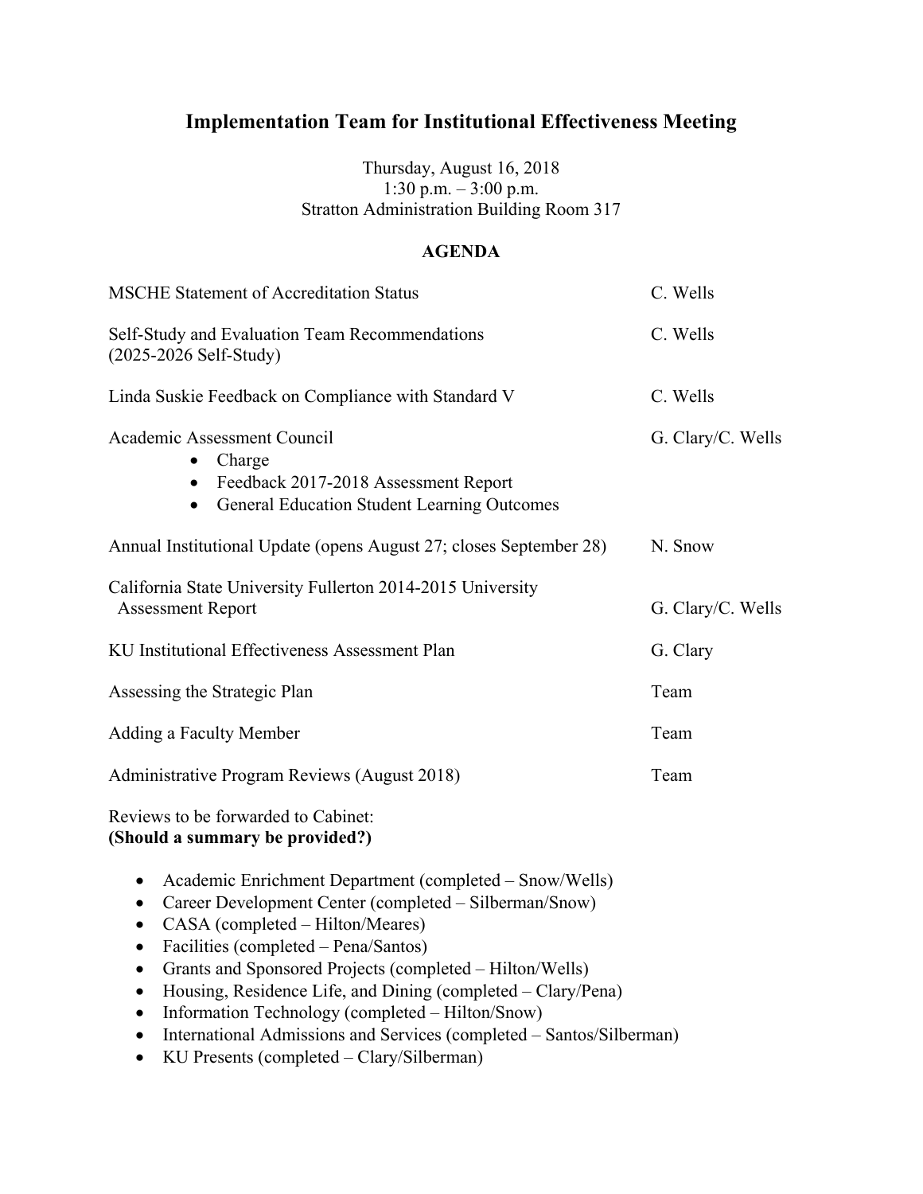# Implementation Team for Institutional Effectiveness Meeting

Thursday, August 16, 2018
1:30 p.m. – 3:00 p.m.
Stratton Administration Building Room 317

## AGENDA

| | |
|---|---|
| MSCHE Statement of Accreditation Status | C. Wells |
| Self-Study and Evaluation Team Recommendations (2025-2026 Self-Study) | C. Wells |
| Linda Suskie Feedback on Compliance with Standard V | C. Wells |
| Academic Assessment Council<br>• Charge<br>• Feedback 2017-2018 Assessment Report<br>• General Education Student Learning Outcomes | G. Clary/C. Wells |
| Annual Institutional Update (opens August 27; closes September 28) | N. Snow |
| California State University Fullerton 2014-2015 University Assessment Report | G. Clary/C. Wells |
| KU Institutional Effectiveness Assessment Plan | G. Clary |
| Assessing the Strategic Plan | Team |
| Adding a Faculty Member | Team |
| Administrative Program Reviews (August 2018) | Team |

Reviews to be forwarded to Cabinet:
**(Should a summary be provided?)**

- Academic Enrichment Department (completed – Snow/Wells)
- Career Development Center (completed – Silberman/Snow)
- CASA (completed – Hilton/Meares)
- Facilities (completed – Pena/Santos)
- Grants and Sponsored Projects (completed – Hilton/Wells)
- Housing, Residence Life, and Dining (completed – Clary/Pena)
- Information Technology (completed – Hilton/Snow)
- International Admissions and Services (completed – Santos/Silberman)
- KU Presents (completed – Clary/Silberman)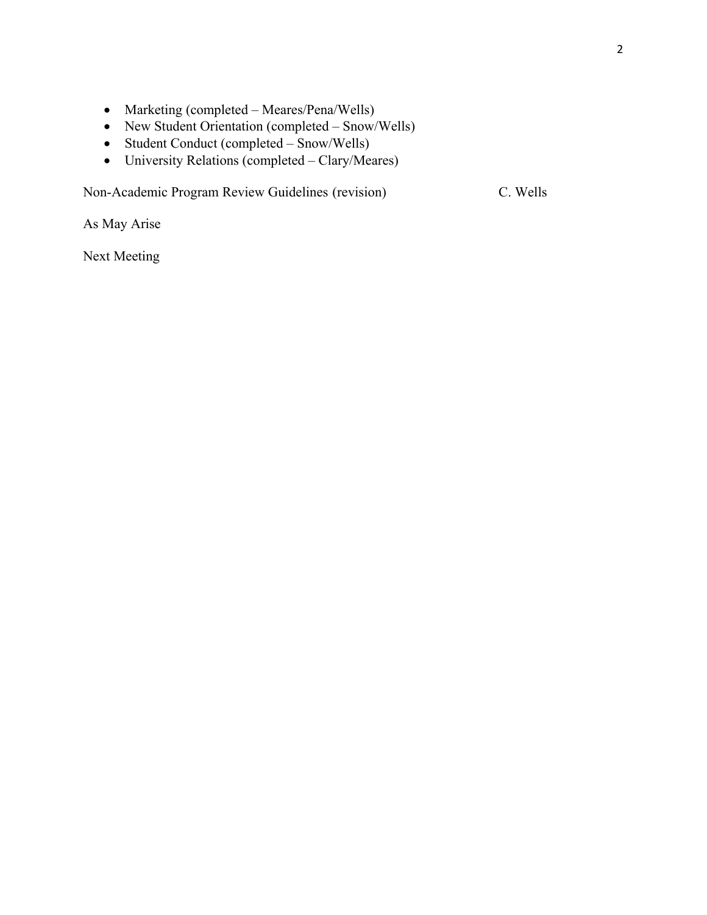- Marketing (completed – Meares/Pena/Wells)
- New Student Orientation (completed – Snow/Wells)
- Student Conduct (completed – Snow/Wells)
- University Relations (completed – Clary/Meares)

Non-Academic Program Review Guidelines (revision) C. Wells

As May Arise

Next Meeting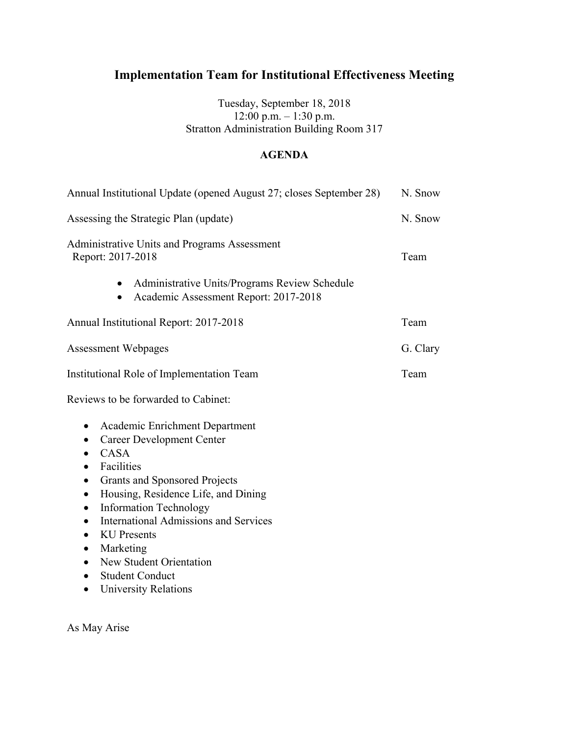# Implementation Team for Institutional Effectiveness Meeting

Tuesday, September 18, 2018
12:00 p.m. – 1:30 p.m.
Stratton Administration Building Room 317

**AGENDA**

| | |
|---|---|
| Annual Institutional Update (opened August 27; closes September 28) | N. Snow |
| Assessing the Strategic Plan (update) | N. Snow |
| Administrative Units and Programs Assessment Report: 2017-2018 | Team |

- Administrative Units/Programs Review Schedule
- Academic Assessment Report: 2017-2018

| | |
|---|---|
| Annual Institutional Report: 2017-2018 | Team |
| Assessment Webpages | G. Clary |
| Institutional Role of Implementation Team | Team |

Reviews to be forwarded to Cabinet:

- Academic Enrichment Department
- Career Development Center
- CASA
- Facilities
- Grants and Sponsored Projects
- Housing, Residence Life, and Dining
- Information Technology
- International Admissions and Services
- KU Presents
- Marketing
- New Student Orientation
- Student Conduct
- University Relations

As May Arise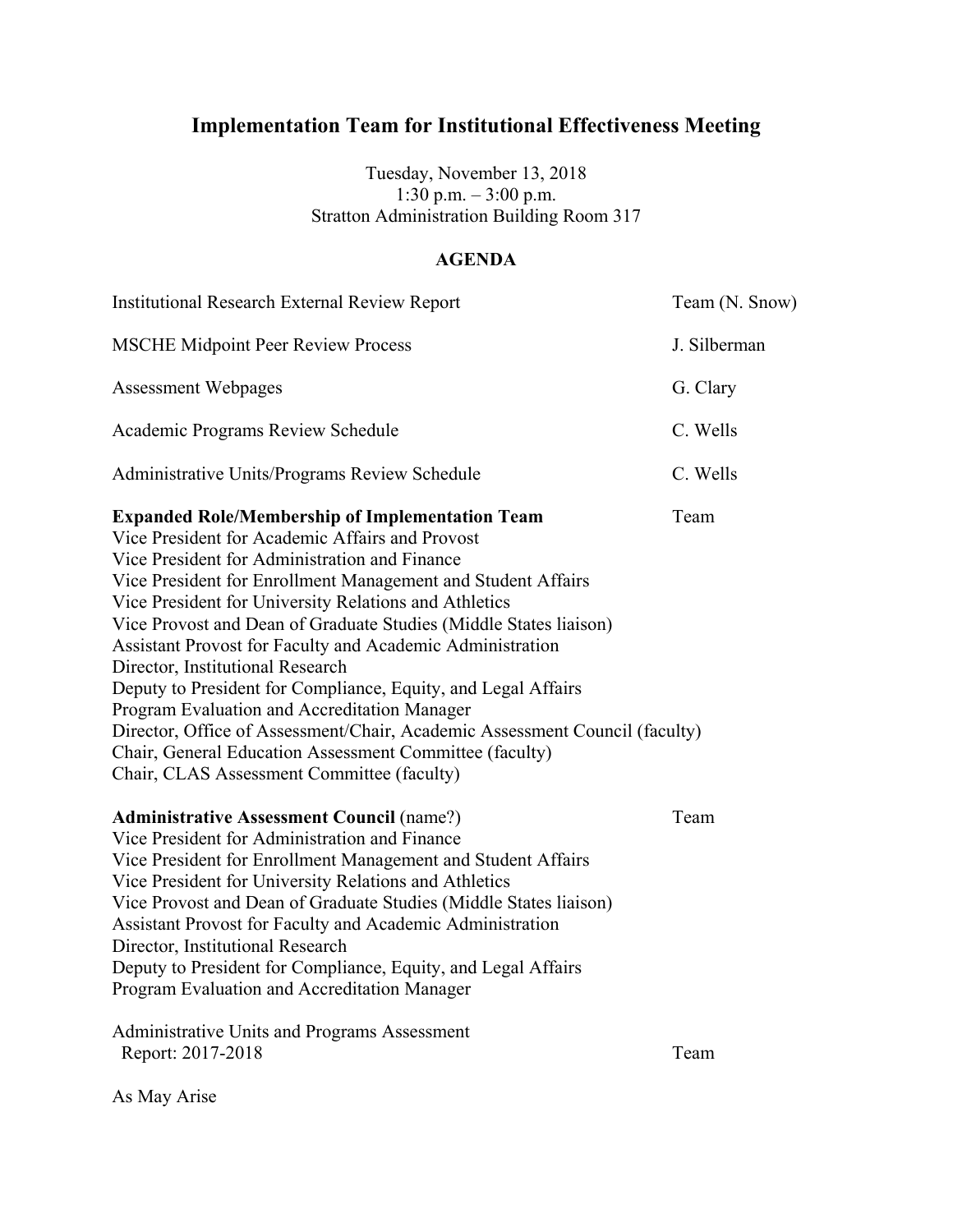# Implementation Team for Institutional Effectiveness Meeting

Tuesday, November 13, 2018
1:30 p.m. – 3:00 p.m.
Stratton Administration Building Room 317

## AGENDA

| | |
|---|---|
| Institutional Research External Review Report | Team (N. Snow) |
| MSCHE Midpoint Peer Review Process | J. Silberman |
| Assessment Webpages | G. Clary |
| Academic Programs Review Schedule | C. Wells |
| Administrative Units/Programs Review Schedule | C. Wells |
| **Expanded Role/Membership of Implementation Team** | Team |

Vice President for Academic Affairs and Provost
Vice President for Administration and Finance
Vice President for Enrollment Management and Student Affairs
Vice President for University Relations and Athletics
Vice Provost and Dean of Graduate Studies (Middle States liaison)
Assistant Provost for Faculty and Academic Administration
Director, Institutional Research
Deputy to President for Compliance, Equity, and Legal Affairs
Program Evaluation and Accreditation Manager
Director, Office of Assessment/Chair, Academic Assessment Council (faculty)
Chair, General Education Assessment Committee (faculty)
Chair, CLAS Assessment Committee (faculty)

| | |
|---|---|
| **Administrative Assessment Council** (name?) | Team |

Vice President for Administration and Finance
Vice President for Enrollment Management and Student Affairs
Vice President for University Relations and Athletics
Vice Provost and Dean of Graduate Studies (Middle States liaison)
Assistant Provost for Faculty and Academic Administration
Director, Institutional Research
Deputy to President for Compliance, Equity, and Legal Affairs
Program Evaluation and Accreditation Manager

| | |
|---|---|
| Administrative Units and Programs Assessment Report: 2017-2018 | Team |

As May Arise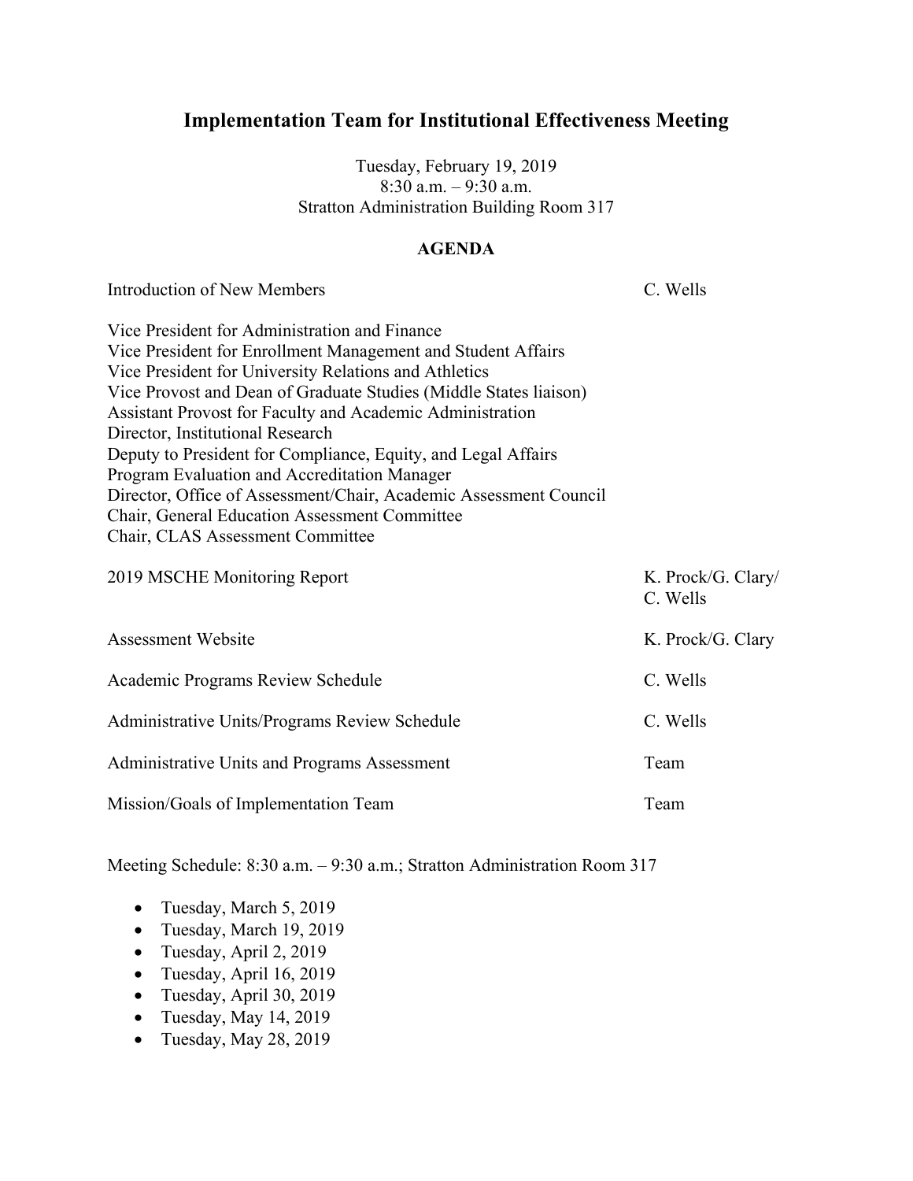# Implementation Team for Institutional Effectiveness Meeting

Tuesday, February 19, 2019
8:30 a.m. – 9:30 a.m.
Stratton Administration Building Room 317

## AGENDA

| | |
|---|---|
| Introduction of New Members | C. Wells |

Vice President for Administration and Finance
Vice President for Enrollment Management and Student Affairs
Vice President for University Relations and Athletics
Vice Provost and Dean of Graduate Studies (Middle States liaison)
Assistant Provost for Faculty and Academic Administration
Director, Institutional Research
Deputy to President for Compliance, Equity, and Legal Affairs
Program Evaluation and Accreditation Manager
Director, Office of Assessment/Chair, Academic Assessment Council
Chair, General Education Assessment Committee
Chair, CLAS Assessment Committee

| | |
|---|---|
| 2019 MSCHE Monitoring Report | K. Prock/G. Clary/ C. Wells |
| Assessment Website | K. Prock/G. Clary |
| Academic Programs Review Schedule | C. Wells |
| Administrative Units/Programs Review Schedule | C. Wells |
| Administrative Units and Programs Assessment | Team |
| Mission/Goals of Implementation Team | Team |

Meeting Schedule: 8:30 a.m. – 9:30 a.m.; Stratton Administration Room 317

- Tuesday, March 5, 2019
- Tuesday, March 19, 2019
- Tuesday, April 2, 2019
- Tuesday, April 16, 2019
- Tuesday, April 30, 2019
- Tuesday, May 14, 2019
- Tuesday, May 28, 2019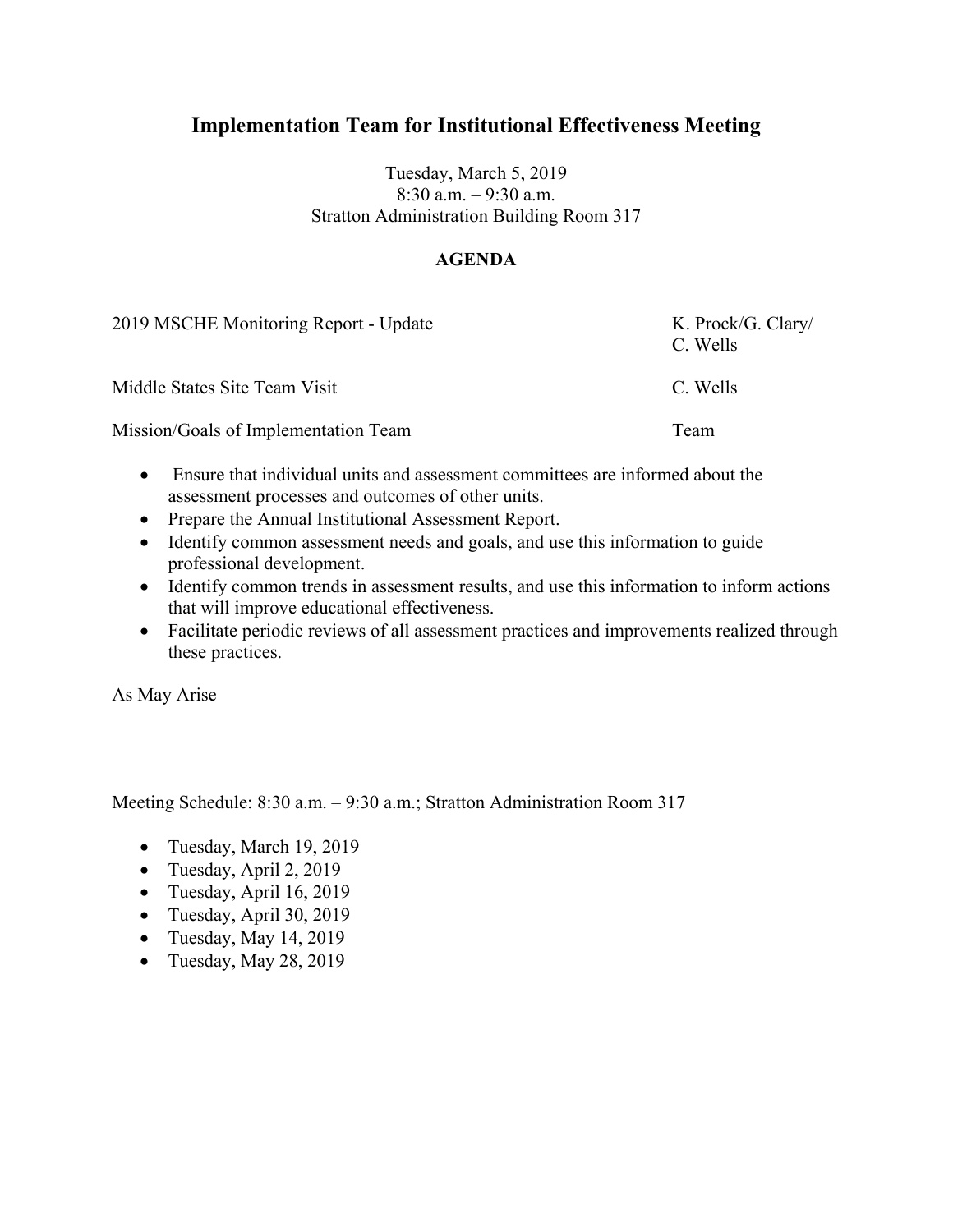# Implementation Team for Institutional Effectiveness Meeting

Tuesday, March 5, 2019
8:30 a.m. – 9:30 a.m.
Stratton Administration Building Room 317

**AGENDA**

| | |
|---|---|
| 2019 MSCHE Monitoring Report - Update | K. Prock/G. Clary/ C. Wells |
| Middle States Site Team Visit | C. Wells |
| Mission/Goals of Implementation Team | Team |

- Ensure that individual units and assessment committees are informed about the assessment processes and outcomes of other units.
- Prepare the Annual Institutional Assessment Report.
- Identify common assessment needs and goals, and use this information to guide professional development.
- Identify common trends in assessment results, and use this information to inform actions that will improve educational effectiveness.
- Facilitate periodic reviews of all assessment practices and improvements realized through these practices.

As May Arise

Meeting Schedule: 8:30 a.m. – 9:30 a.m.; Stratton Administration Room 317

- Tuesday, March 19, 2019
- Tuesday, April 2, 2019
- Tuesday, April 16, 2019
- Tuesday, April 30, 2019
- Tuesday, May 14, 2019
- Tuesday, May 28, 2019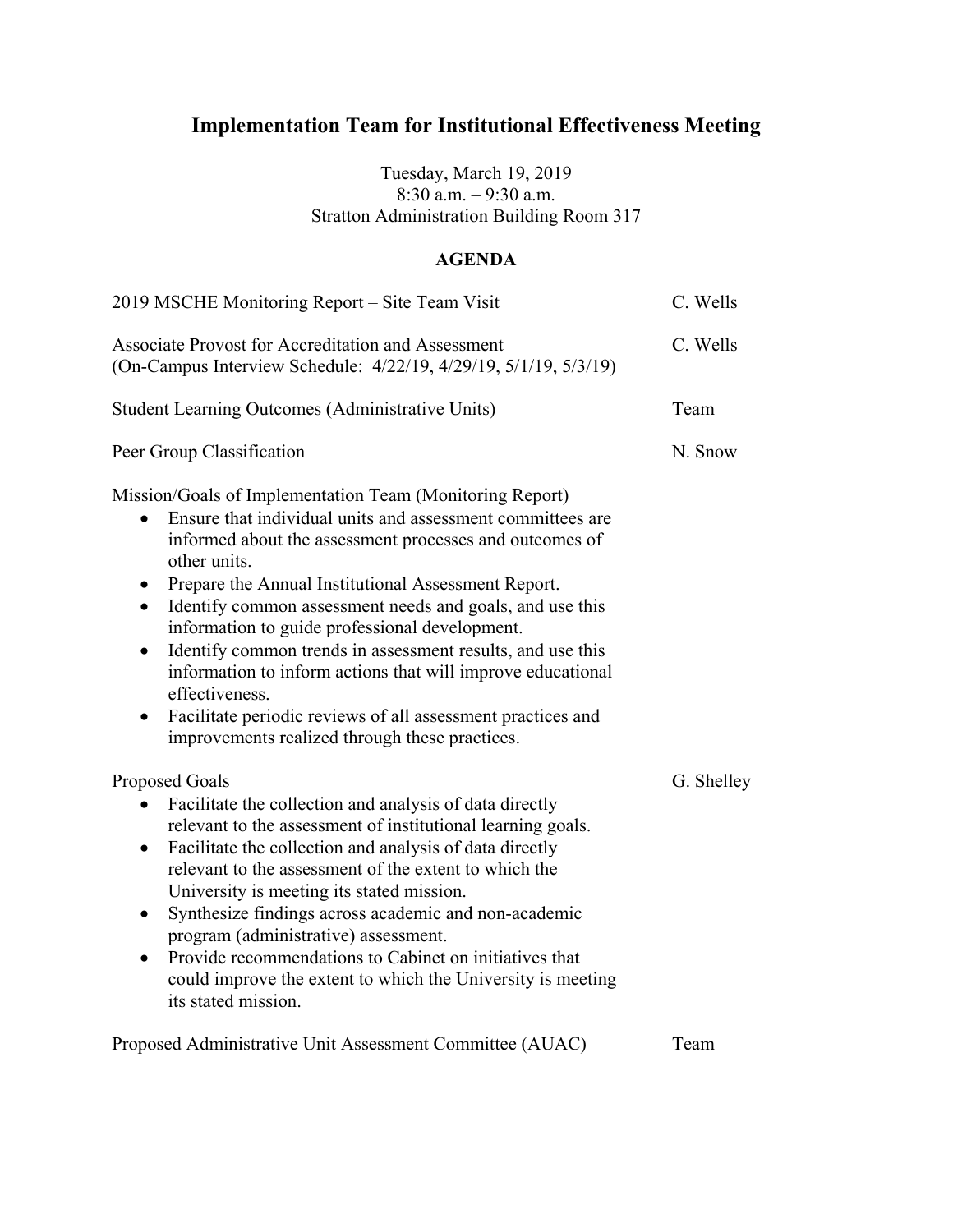# Implementation Team for Institutional Effectiveness Meeting

Tuesday, March 19, 2019
8:30 a.m. – 9:30 a.m.
Stratton Administration Building Room 317

## AGENDA

2019 MSCHE Monitoring Report – Site Team Visit — C. Wells

Associate Provost for Accreditation and Assessment (On-Campus Interview Schedule: 4/22/19, 4/29/19, 5/1/19, 5/3/19) — C. Wells

Student Learning Outcomes (Administrative Units) — Team

Peer Group Classification — N. Snow

Mission/Goals of Implementation Team (Monitoring Report)

- Ensure that individual units and assessment committees are informed about the assessment processes and outcomes of other units.
- Prepare the Annual Institutional Assessment Report.
- Identify common assessment needs and goals, and use this information to guide professional development.
- Identify common trends in assessment results, and use this information to inform actions that will improve educational effectiveness.
- Facilitate periodic reviews of all assessment practices and improvements realized through these practices.

Proposed Goals — G. Shelley

- Facilitate the collection and analysis of data directly relevant to the assessment of institutional learning goals.
- Facilitate the collection and analysis of data directly relevant to the assessment of the extent to which the University is meeting its stated mission.
- Synthesize findings across academic and non-academic program (administrative) assessment.
- Provide recommendations to Cabinet on initiatives that could improve the extent to which the University is meeting its stated mission.

Proposed Administrative Unit Assessment Committee (AUAC) — Team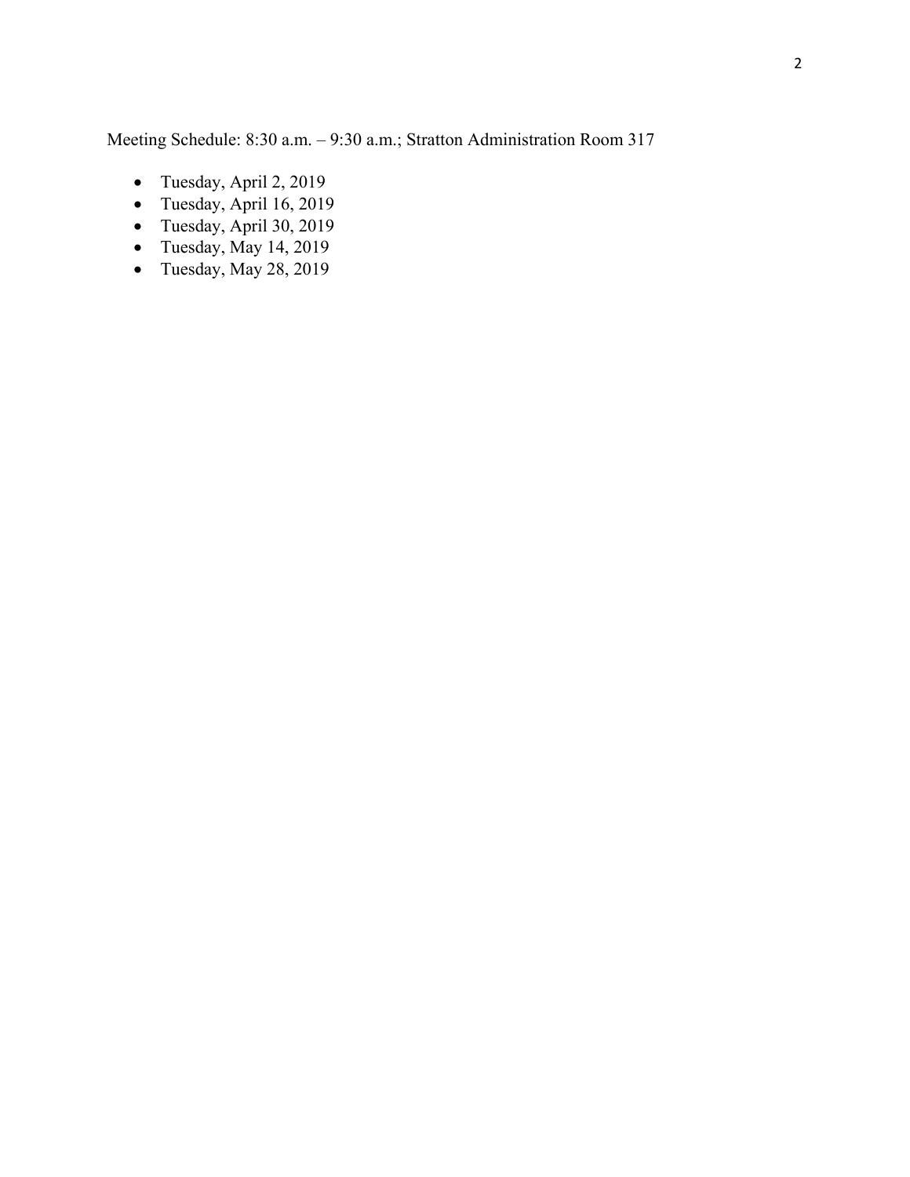Meeting Schedule: 8:30 a.m. – 9:30 a.m.; Stratton Administration Room 317

- Tuesday, April 2, 2019
- Tuesday, April 16, 2019
- Tuesday, April 30, 2019
- Tuesday, May 14, 2019
- Tuesday, May 28, 2019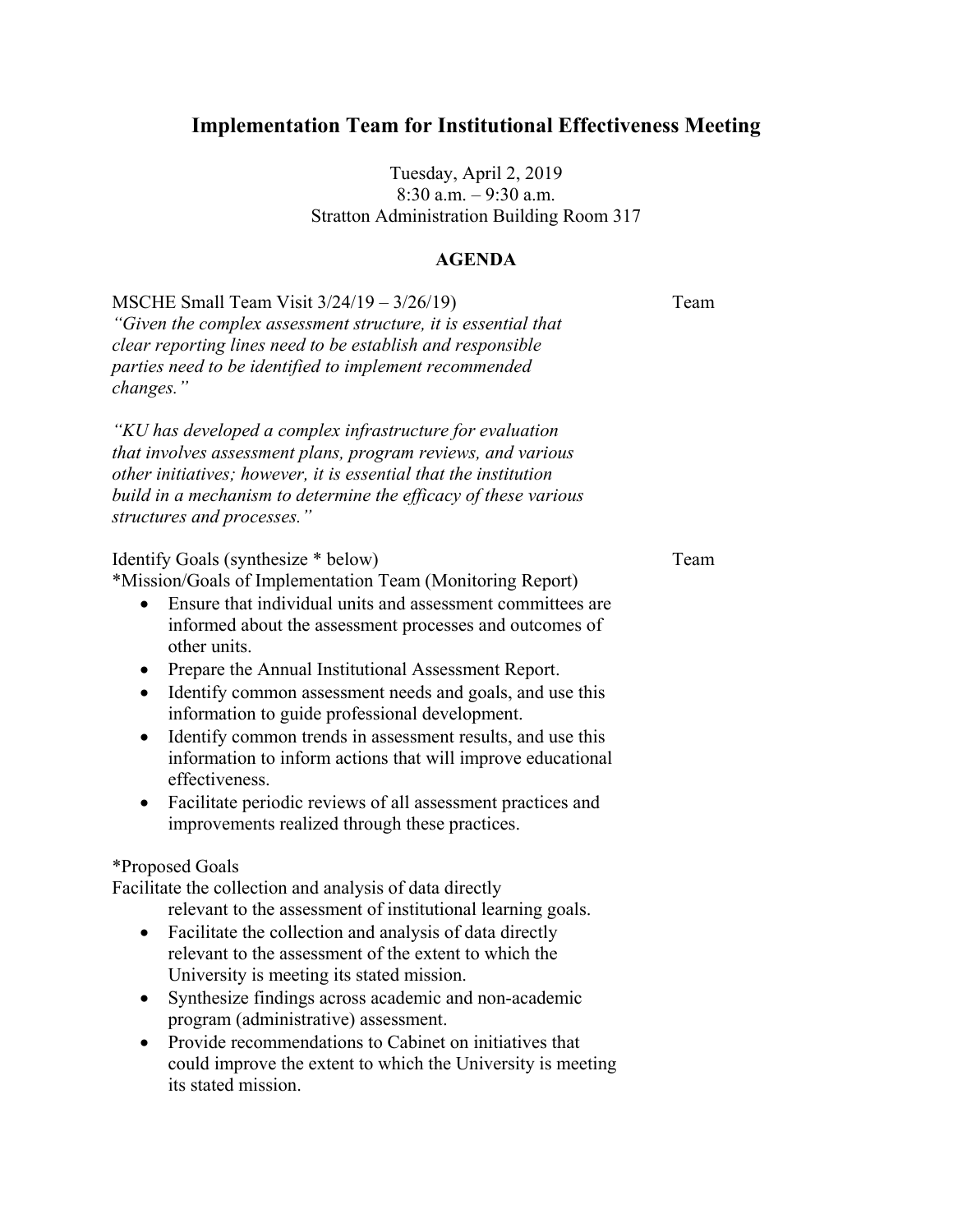# Implementation Team for Institutional Effectiveness Meeting

Tuesday, April 2, 2019
8:30 a.m. – 9:30 a.m.
Stratton Administration Building Room 317

**AGENDA**

MSCHE Small Team Visit 3/24/19 – 3/26/19) — Team

*"Given the complex assessment structure, it is essential that clear reporting lines need to be establish and responsible parties need to be identified to implement recommended changes."*

*"KU has developed a complex infrastructure for evaluation that involves assessment plans, program reviews, and various other initiatives; however, it is essential that the institution build in a mechanism to determine the efficacy of these various structures and processes."*

Identify Goals (synthesize * below) — Team

*Mission/Goals of Implementation Team (Monitoring Report)

- Ensure that individual units and assessment committees are informed about the assessment processes and outcomes of other units.
- Prepare the Annual Institutional Assessment Report.
- Identify common assessment needs and goals, and use this information to guide professional development.
- Identify common trends in assessment results, and use this information to inform actions that will improve educational effectiveness.
- Facilitate periodic reviews of all assessment practices and improvements realized through these practices.

*Proposed Goals

Facilitate the collection and analysis of data directly relevant to the assessment of institutional learning goals.

- Facilitate the collection and analysis of data directly relevant to the assessment of the extent to which the University is meeting its stated mission.
- Synthesize findings across academic and non-academic program (administrative) assessment.
- Provide recommendations to Cabinet on initiatives that could improve the extent to which the University is meeting its stated mission.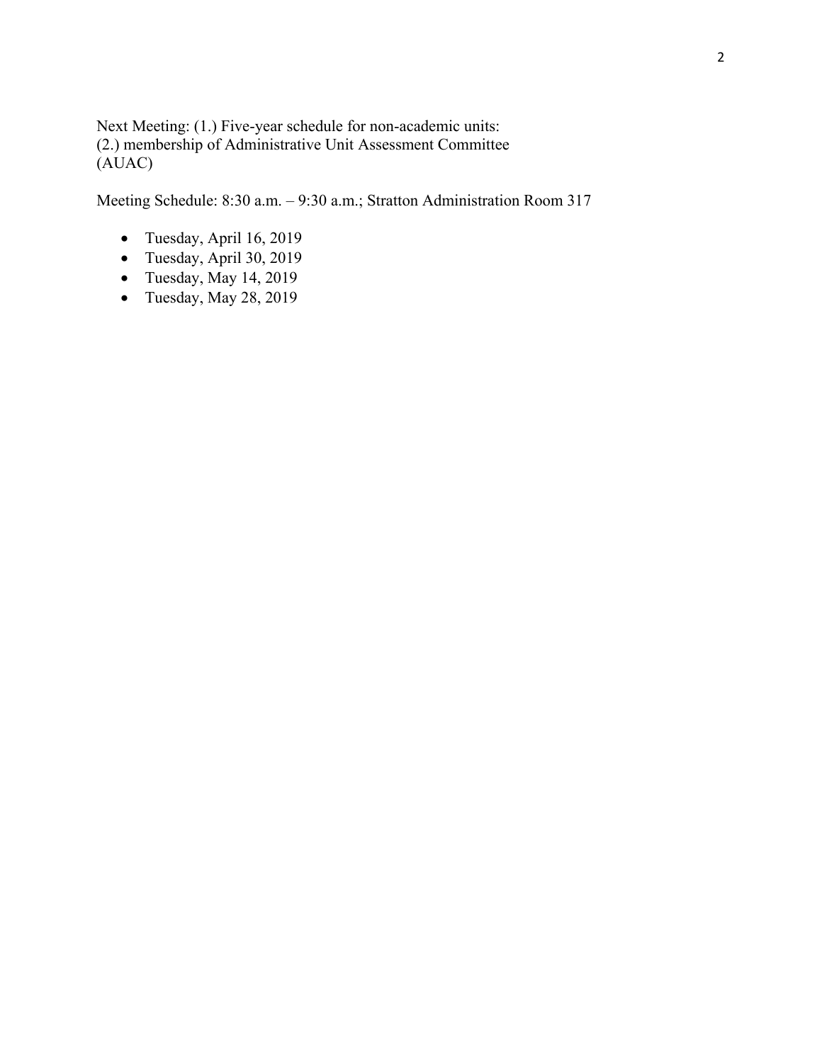Next Meeting: (1.) Five-year schedule for non-academic units:
(2.) membership of Administrative Unit Assessment Committee
(AUAC)

Meeting Schedule: 8:30 a.m. – 9:30 a.m.; Stratton Administration Room 317

- Tuesday, April 16, 2019
- Tuesday, April 30, 2019
- Tuesday, May 14, 2019
- Tuesday, May 28, 2019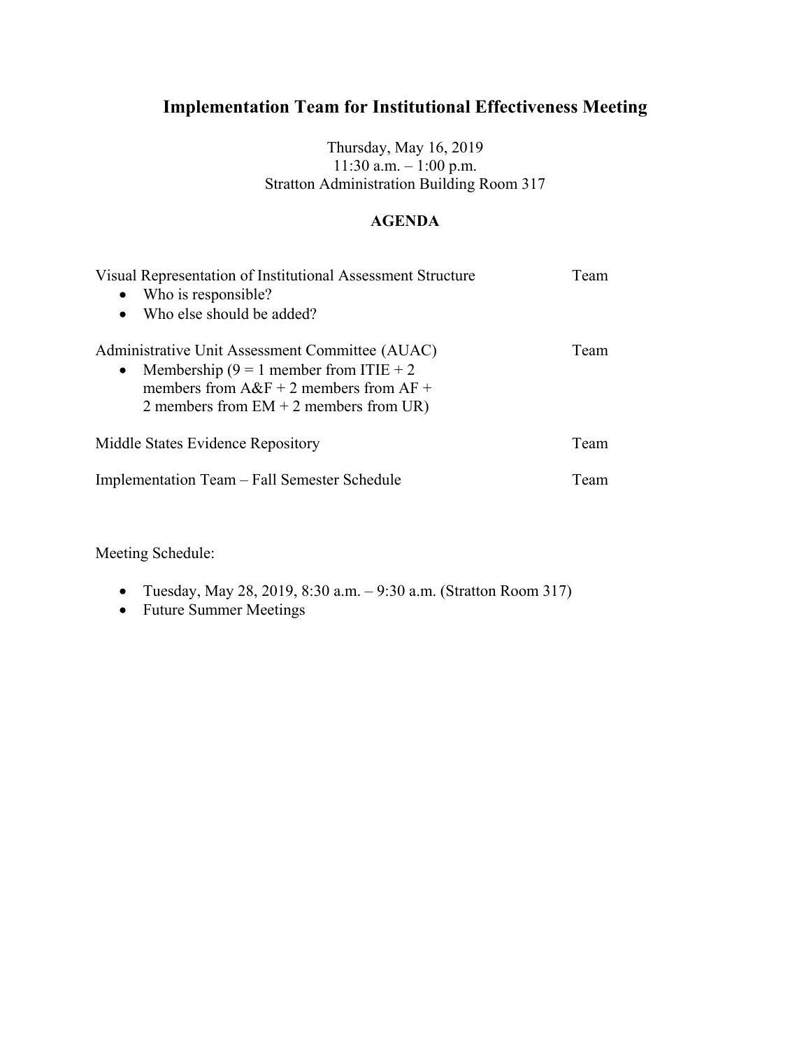# Implementation Team for Institutional Effectiveness Meeting

Thursday, May 16, 2019
11:30 a.m. – 1:00 p.m.
Stratton Administration Building Room 317

## AGENDA

| | |
|---|---|
| Visual Representation of Institutional Assessment Structure<br>• Who is responsible?<br>• Who else should be added? | Team |
| Administrative Unit Assessment Committee (AUAC)<br>• Membership (9 = 1 member from ITIE + 2 members from A&F + 2 members from AF + 2 members from EM + 2 members from UR) | Team |
| Middle States Evidence Repository | Team |
| Implementation Team – Fall Semester Schedule | Team |

Meeting Schedule:

- Tuesday, May 28, 2019, 8:30 a.m. – 9:30 a.m. (Stratton Room 317)
- Future Summer Meetings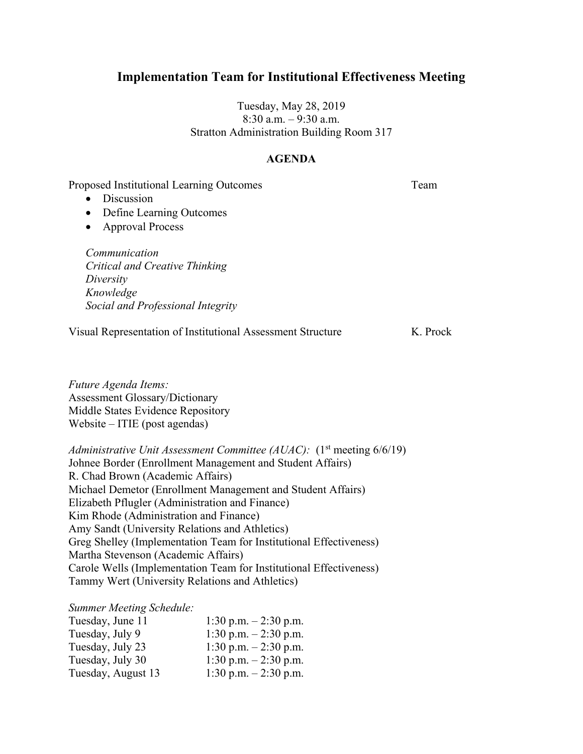# Implementation Team for Institutional Effectiveness Meeting

Tuesday, May 28, 2019
8:30 a.m. – 9:30 a.m.
Stratton Administration Building Room 317

## AGENDA

Proposed Institutional Learning Outcomes — Team

- Discussion
- Define Learning Outcomes
- Approval Process

*Communication*
*Critical and Creative Thinking*
*Diversity*
*Knowledge*
*Social and Professional Integrity*

Visual Representation of Institutional Assessment Structure — K. Prock

*Future Agenda Items:*
Assessment Glossary/Dictionary
Middle States Evidence Repository
Website – ITIE (post agendas)

*Administrative Unit Assessment Committee (AUAC):* (1st meeting 6/6/19)
Johnee Border (Enrollment Management and Student Affairs)
R. Chad Brown (Academic Affairs)
Michael Demetor (Enrollment Management and Student Affairs)
Elizabeth Pflugler (Administration and Finance)
Kim Rhode (Administration and Finance)
Amy Sandt (University Relations and Athletics)
Greg Shelley (Implementation Team for Institutional Effectiveness)
Martha Stevenson (Academic Affairs)
Carole Wells (Implementation Team for Institutional Effectiveness)
Tammy Wert (University Relations and Athletics)

*Summer Meeting Schedule:*

| | |
|---|---|
| Tuesday, June 11 | 1:30 p.m. – 2:30 p.m. |
| Tuesday, July 9 | 1:30 p.m. – 2:30 p.m. |
| Tuesday, July 23 | 1:30 p.m. – 2:30 p.m. |
| Tuesday, July 30 | 1:30 p.m. – 2:30 p.m. |
| Tuesday, August 13 | 1:30 p.m. – 2:30 p.m. |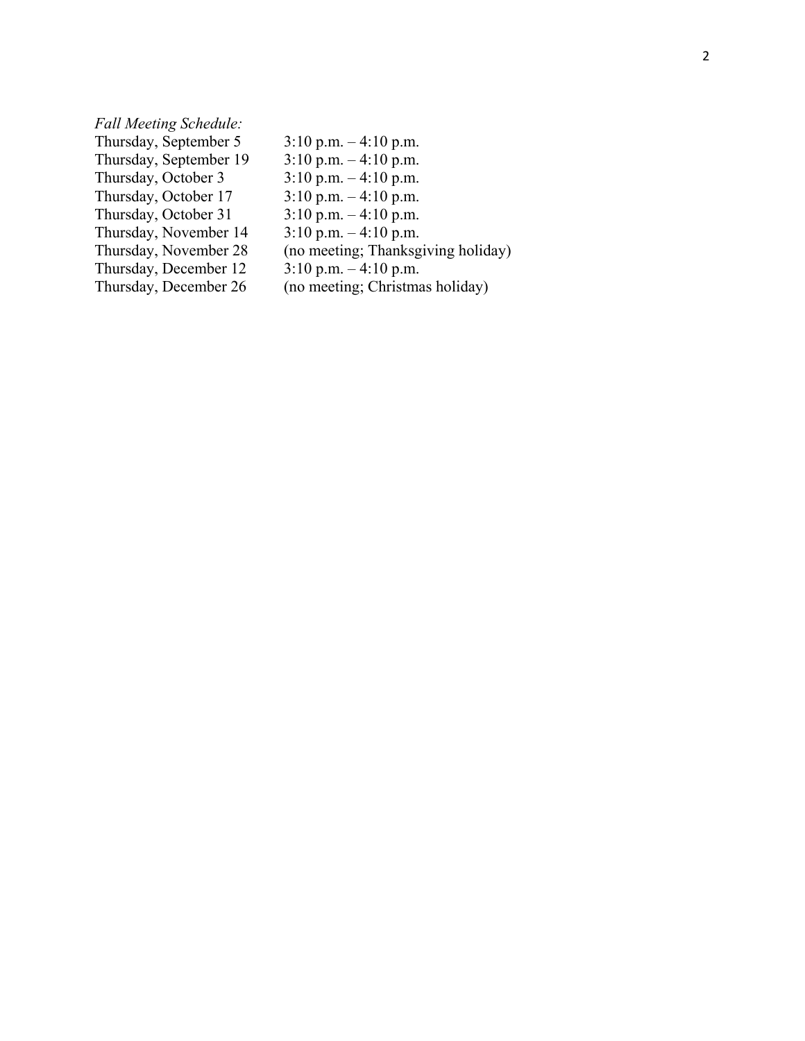*Fall Meeting Schedule:*

| | |
|---|---|
| Thursday, September 5 | 3:10 p.m. – 4:10 p.m. |
| Thursday, September 19 | 3:10 p.m. – 4:10 p.m. |
| Thursday, October 3 | 3:10 p.m. – 4:10 p.m. |
| Thursday, October 17 | 3:10 p.m. – 4:10 p.m. |
| Thursday, October 31 | 3:10 p.m. – 4:10 p.m. |
| Thursday, November 14 | 3:10 p.m. – 4:10 p.m. |
| Thursday, November 28 | (no meeting; Thanksgiving holiday) |
| Thursday, December 12 | 3:10 p.m. – 4:10 p.m. |
| Thursday, December 26 | (no meeting; Christmas holiday) |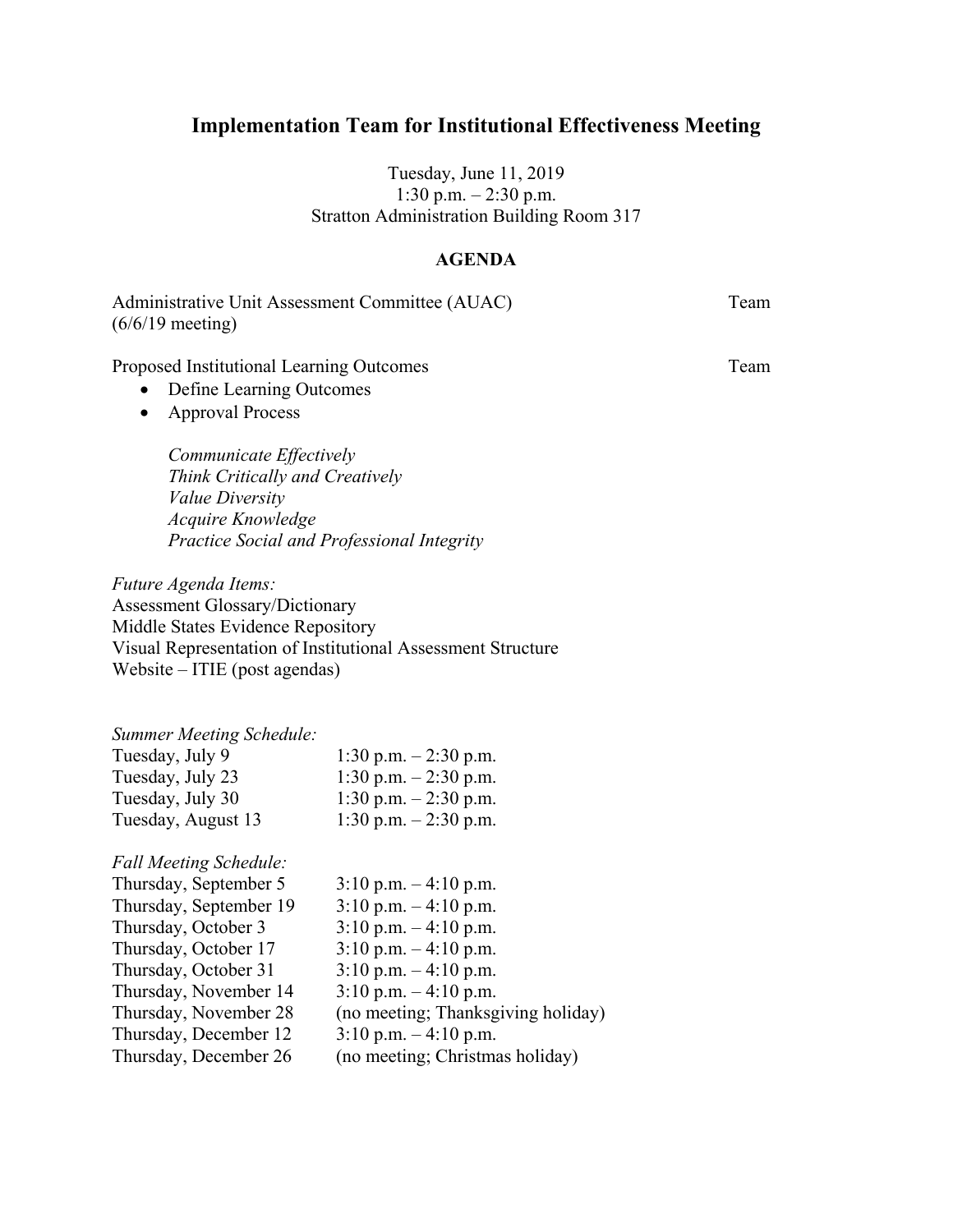# Implementation Team for Institutional Effectiveness Meeting

Tuesday, June 11, 2019
1:30 p.m. – 2:30 p.m.
Stratton Administration Building Room 317

## AGENDA

| | |
|---|---|
| Administrative Unit Assessment Committee (AUAC) (6/6/19 meeting) | Team |
| Proposed Institutional Learning Outcomes | Team |

- Define Learning Outcomes
- Approval Process

*Communicate Effectively*
*Think Critically and Creatively*
*Value Diversity*
*Acquire Knowledge*
*Practice Social and Professional Integrity*

*Future Agenda Items:*
Assessment Glossary/Dictionary
Middle States Evidence Repository
Visual Representation of Institutional Assessment Structure
Website – ITIE (post agendas)

*Summer Meeting Schedule:*

| | |
|---|---|
| Tuesday, July 9 | 1:30 p.m. – 2:30 p.m. |
| Tuesday, July 23 | 1:30 p.m. – 2:30 p.m. |
| Tuesday, July 30 | 1:30 p.m. – 2:30 p.m. |
| Tuesday, August 13 | 1:30 p.m. – 2:30 p.m. |

*Fall Meeting Schedule:*

| | |
|---|---|
| Thursday, September 5 | 3:10 p.m. – 4:10 p.m. |
| Thursday, September 19 | 3:10 p.m. – 4:10 p.m. |
| Thursday, October 3 | 3:10 p.m. – 4:10 p.m. |
| Thursday, October 17 | 3:10 p.m. – 4:10 p.m. |
| Thursday, October 31 | 3:10 p.m. – 4:10 p.m. |
| Thursday, November 14 | 3:10 p.m. – 4:10 p.m. |
| Thursday, November 28 | (no meeting; Thanksgiving holiday) |
| Thursday, December 12 | 3:10 p.m. – 4:10 p.m. |
| Thursday, December 26 | (no meeting; Christmas holiday) |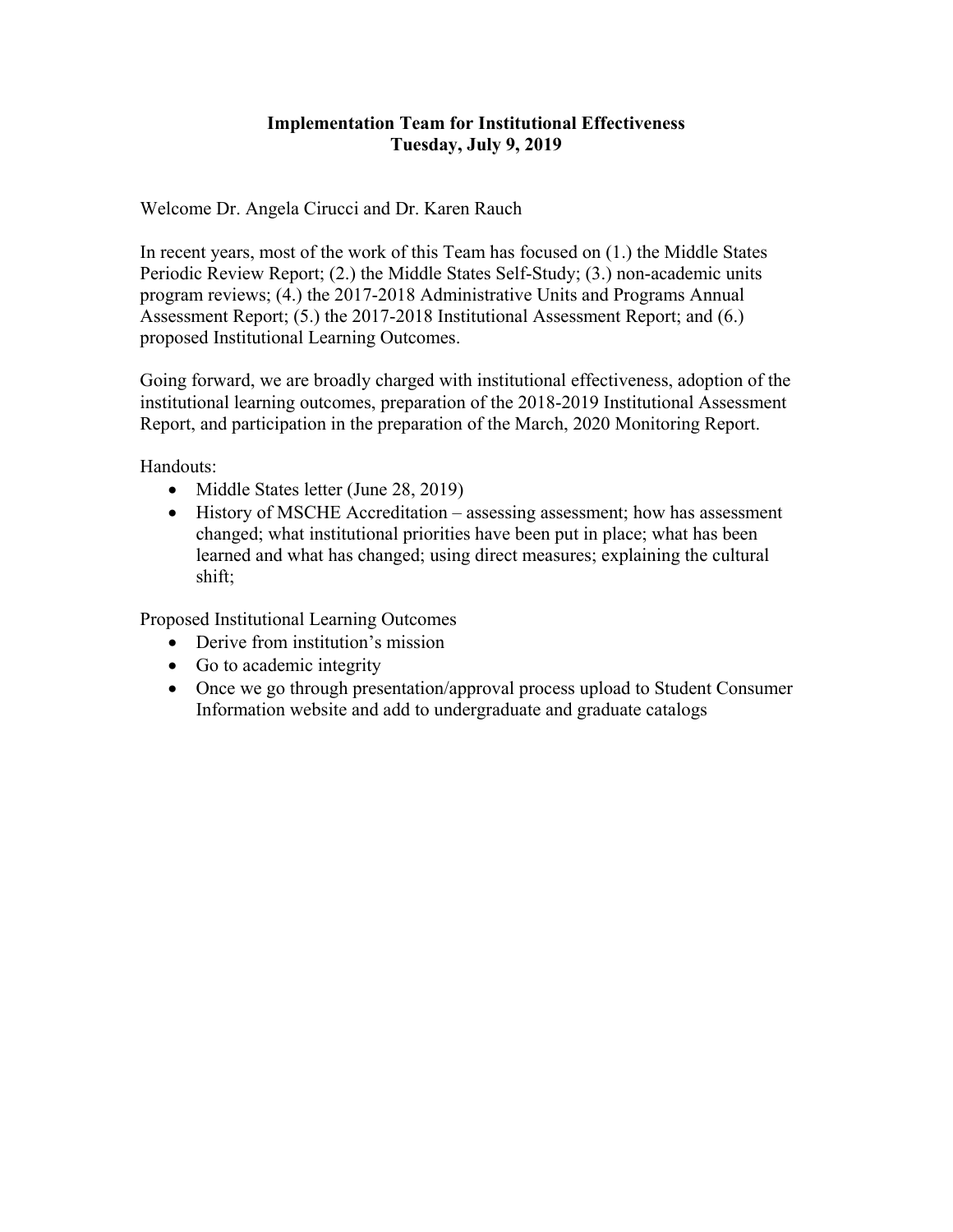**Implementation Team for Institutional Effectiveness**
**Tuesday, July 9, 2019**

Welcome Dr. Angela Cirucci and Dr. Karen Rauch

In recent years, most of the work of this Team has focused on (1.) the Middle States Periodic Review Report; (2.) the Middle States Self-Study; (3.) non-academic units program reviews; (4.) the 2017-2018 Administrative Units and Programs Annual Assessment Report; (5.) the 2017-2018 Institutional Assessment Report; and (6.) proposed Institutional Learning Outcomes.

Going forward, we are broadly charged with institutional effectiveness, adoption of the institutional learning outcomes, preparation of the 2018-2019 Institutional Assessment Report, and participation in the preparation of the March, 2020 Monitoring Report.

Handouts:

- Middle States letter (June 28, 2019)
- History of MSCHE Accreditation – assessing assessment; how has assessment changed; what institutional priorities have been put in place; what has been learned and what has changed; using direct measures; explaining the cultural shift;

Proposed Institutional Learning Outcomes

- Derive from institution's mission
- Go to academic integrity
- Once we go through presentation/approval process upload to Student Consumer Information website and add to undergraduate and graduate catalogs